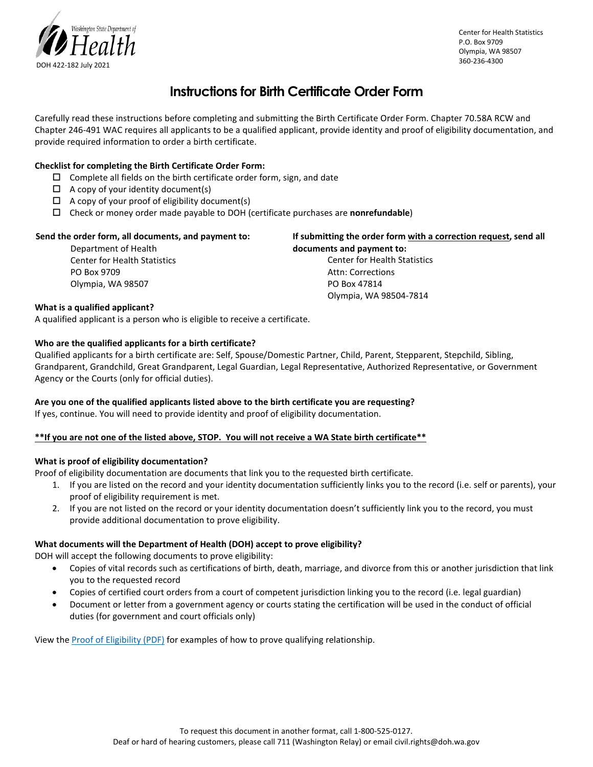Washington State Department of Health

DOH 422-182 July 2021

Center for Health Statistics
P.O. Box 9709
Olympia, WA 98507
360-236-4300

# Instructions for Birth Certificate Order Form

Carefully read these instructions before completing and submitting the Birth Certificate Order Form. Chapter 70.58A RCW and Chapter 246-491 WAC requires all applicants to be a qualified applicant, provide identity and proof of eligibility documentation, and provide required information to order a birth certificate.

**Checklist for completing the Birth Certificate Order Form:**

- ☐ Complete all fields on the birth certificate order form, sign, and date
- ☐ A copy of your identity document(s)
- ☐ A copy of your proof of eligibility document(s)
- ☐ Check or money order made payable to DOH (certificate purchases are **nonrefundable**)

**Send the order form, all documents, and payment to:**

Department of Health
Center for Health Statistics
PO Box 9709
Olympia, WA 98507

**If submitting the order form with a correction request, send all documents and payment to:**

Center for Health Statistics
Attn: Corrections
PO Box 47814
Olympia, WA 98504-7814

**What is a qualified applicant?**

A qualified applicant is a person who is eligible to receive a certificate.

**Who are the qualified applicants for a birth certificate?**

Qualified applicants for a birth certificate are: Self, Spouse/Domestic Partner, Child, Parent, Stepparent, Stepchild, Sibling, Grandparent, Grandchild, Great Grandparent, Legal Guardian, Legal Representative, Authorized Representative, or Government Agency or the Courts (only for official duties).

**Are you one of the qualified applicants listed above to the birth certificate you are requesting?**

If yes, continue. You will need to provide identity and proof of eligibility documentation.

**\*\*If you are not one of the listed above, STOP. You will not receive a WA State birth certificate\*\***

**What is proof of eligibility documentation?**

Proof of eligibility documentation are documents that link you to the requested birth certificate.

1. If you are listed on the record and your identity documentation sufficiently links you to the record (i.e. self or parents), your proof of eligibility requirement is met.
2. If you are not listed on the record or your identity documentation doesn't sufficiently link you to the record, you must provide additional documentation to prove eligibility.

**What documents will the Department of Health (DOH) accept to prove eligibility?**

DOH will accept the following documents to prove eligibility:

- Copies of vital records such as certifications of birth, death, marriage, and divorce from this or another jurisdiction that link you to the requested record
- Copies of certified court orders from a court of competent jurisdiction linking you to the record (i.e. legal guardian)
- Document or letter from a government agency or courts stating the certification will be used in the conduct of official duties (for government and court officials only)

View the Proof of Eligibility (PDF) for examples of how to prove qualifying relationship.

To request this document in another format, call 1-800-525-0127.
Deaf or hard of hearing customers, please call 711 (Washington Relay) or email civil.rights@doh.wa.gov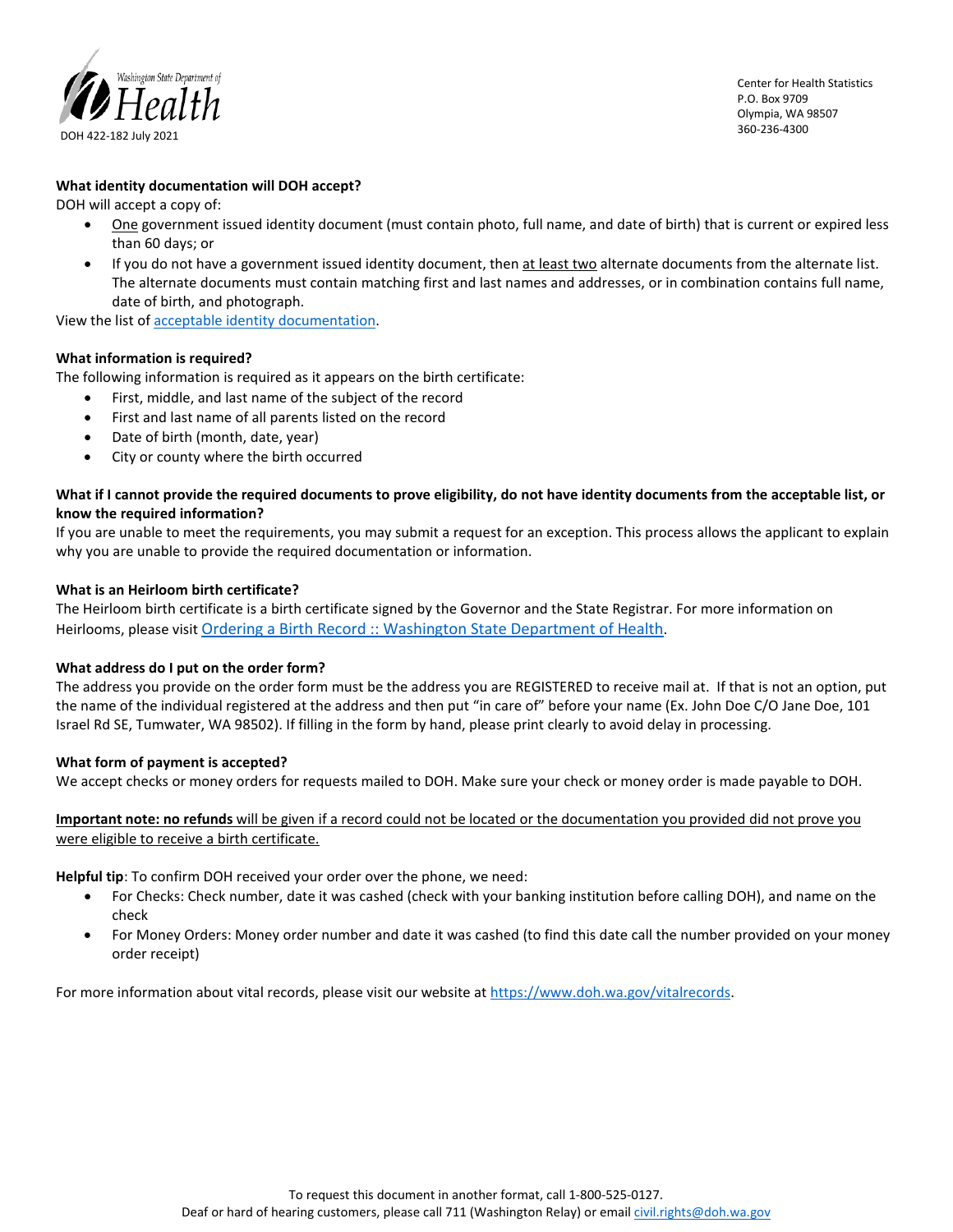### What identity documentation will DOH accept?

DOH will accept a copy of:

- One government issued identity document (must contain photo, full name, and date of birth) that is current or expired less than 60 days; or
- If you do not have a government issued identity document, then at least two alternate documents from the alternate list. The alternate documents must contain matching first and last names and addresses, or in combination contains full name, date of birth, and photograph.

View the list of acceptable identity documentation.

### What information is required?

The following information is required as it appears on the birth certificate:

- First, middle, and last name of the subject of the record
- First and last name of all parents listed on the record
- Date of birth (month, date, year)
- City or county where the birth occurred

### What if I cannot provide the required documents to prove eligibility, do not have identity documents from the acceptable list, or know the required information?

If you are unable to meet the requirements, you may submit a request for an exception. This process allows the applicant to explain why you are unable to provide the required documentation or information.

### What is an Heirloom birth certificate?

The Heirloom birth certificate is a birth certificate signed by the Governor and the State Registrar. For more information on Heirlooms, please visit Ordering a Birth Record :: Washington State Department of Health.

### What address do I put on the order form?

The address you provide on the order form must be the address you are REGISTERED to receive mail at. If that is not an option, put the name of the individual registered at the address and then put "in care of" before your name (Ex. John Doe C/O Jane Doe, 101 Israel Rd SE, Tumwater, WA 98502). If filling in the form by hand, please print clearly to avoid delay in processing.

### What form of payment is accepted?

We accept checks or money orders for requests mailed to DOH. Make sure your check or money order is made payable to DOH.

**Important note: no refunds** will be given if a record could not be located or the documentation you provided did not prove you were eligible to receive a birth certificate.

**Helpful tip**: To confirm DOH received your order over the phone, we need:

- For Checks: Check number, date it was cashed (check with your banking institution before calling DOH), and name on the check
- For Money Orders: Money order number and date it was cashed (to find this date call the number provided on your money order receipt)

For more information about vital records, please visit our website at https://www.doh.wa.gov/vitalrecords.

To request this document in another format, call 1-800-525-0127.
Deaf or hard of hearing customers, please call 711 (Washington Relay) or email civil.rights@doh.wa.gov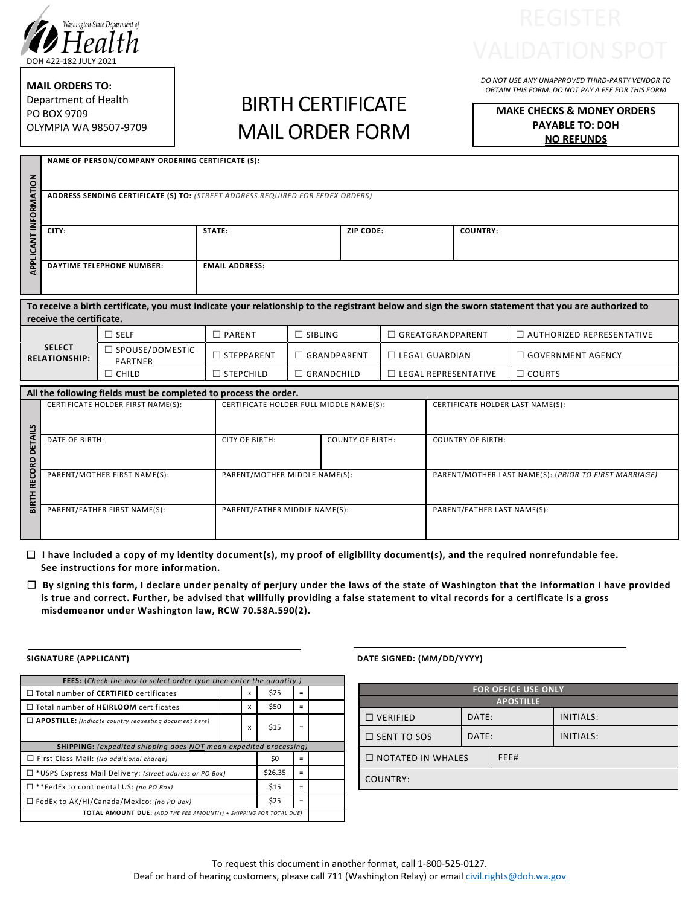Washington State Department of Health

DOH 422-182 JULY 2021

REGISTER VALIDATION SPOT

**MAIL ORDERS TO:**
Department of Health
PO BOX 9709
OLYMPIA WA 98507-9709

# BIRTH CERTIFICATE MAIL ORDER FORM

*DO NOT USE ANY UNAPPROVED THIRD-PARTY VENDOR TO OBTAIN THIS FORM. DO NOT PAY A FEE FOR THIS FORM*

**MAKE CHECKS & MONEY ORDERS PAYABLE TO: DOH**
**NO REFUNDS**

## APPLICANT INFORMATION

| | | | |
|---|---|---|---|
| **NAME OF PERSON/COMPANY ORDERING CERTIFICATE (S):** | | | |
| **ADDRESS SENDING CERTIFICATE (S) TO:** *(STREET ADDRESS REQUIRED FOR FEDEX ORDERS)* | | | |
| **CITY:** | **STATE:** | **ZIP CODE:** | **COUNTRY:** |
| **DAYTIME TELEPHONE NUMBER:** | **EMAIL ADDRESS:** | | |

**To receive a birth certificate, you must indicate your relationship to the registrant below and sign the sworn statement that you are authorized to receive the certificate.**

| | | | | | |
|---|---|---|---|---|---|
| **SELECT RELATIONSHIP:** | ☐ SELF | ☐ PARENT | ☐ SIBLING | ☐ GREATGRANDPARENT | ☐ AUTHORIZED REPRESENTATIVE |
| | ☐ SPOUSE/DOMESTIC PARTNER | ☐ STEPPARENT | ☐ GRANDPARENT | ☐ LEGAL GUARDIAN | ☐ GOVERNMENT AGENCY |
| | ☐ CHILD | ☐ STEPCHILD | ☐ GRANDCHILD | ☐ LEGAL REPRESENTATIVE | ☐ COURTS |

**All the following fields must be completed to process the order.**

## BIRTH RECORD DETAILS

| | | | |
|---|---|---|---|
| CERTIFICATE HOLDER FIRST NAME(S): | CERTIFICATE HOLDER FULL MIDDLE NAME(S): | | CERTIFICATE HOLDER LAST NAME(S): |
| DATE OF BIRTH: | CITY OF BIRTH: | COUNTY OF BIRTH: | COUNTRY OF BIRTH: |
| PARENT/MOTHER FIRST NAME(S): | PARENT/MOTHER MIDDLE NAME(S): | | PARENT/MOTHER LAST NAME(S): *(PRIOR TO FIRST MARRIAGE)* |
| PARENT/FATHER FIRST NAME(S): | PARENT/FATHER MIDDLE NAME(S): | | PARENT/FATHER LAST NAME(S): |

☐ **I have included a copy of my identity document(s), my proof of eligibility document(s), and the required nonrefundable fee. See instructions for more information.**

☐ **By signing this form, I declare under penalty of perjury under the laws of the state of Washington that the information I have provided is true and correct. Further, be advised that willfully providing a false statement to vital records for a certificate is a gross misdemeanor under Washington law, RCW 70.58A.590(2).**

**SIGNATURE (APPLICANT)** _______________________

**DATE SIGNED: (MM/DD/YYYY)** _______________________

| **FEES:** *(Check the box to select order type then enter the quantity.)* | | | | | |
|---|---|---|---|---|---|
| ☐ Total number of **CERTIFIED** certificates | | x | $25 | = | |
| ☐ Total number of **HEIRLOOM** certificates | | x | $50 | = | |
| ☐ **APOSTILLE:** *(Indicate country requesting document here)* | | x | $15 | = | |
| **SHIPPING:** *(expedited shipping does NOT mean expedited processing)* | | | | | |
| ☐ First Class Mail: *(No additional charge)* | | | $0 | = | |
| ☐ *USPS Express Mail Delivery: *(street address or PO Box)* | | | $26.35 | = | |
| ☐ **FedEx to continental US: *(no PO Box)* | | | $15 | = | |
| ☐ FedEx to AK/HI/Canada/Mexico: *(no PO Box)* | | | $25 | = | |
| **TOTAL AMOUNT DUE:** *(ADD THE FEE AMOUNT(s) + SHIPPING FOR TOTAL DUE)* | | | | | |

| **FOR OFFICE USE ONLY** | | |
|---|---|---|
| **APOSTILLE** | | |
| ☐ VERIFIED | DATE: | INITIALS: |
| ☐ SENT TO SOS | DATE: | INITIALS: |
| ☐ NOTATED IN WHALES | FEE# | |
| COUNTRY: | | |

To request this document in another format, call 1-800-525-0127.
Deaf or hard of hearing customers, please call 711 (Washington Relay) or email civil.rights@doh.wa.gov